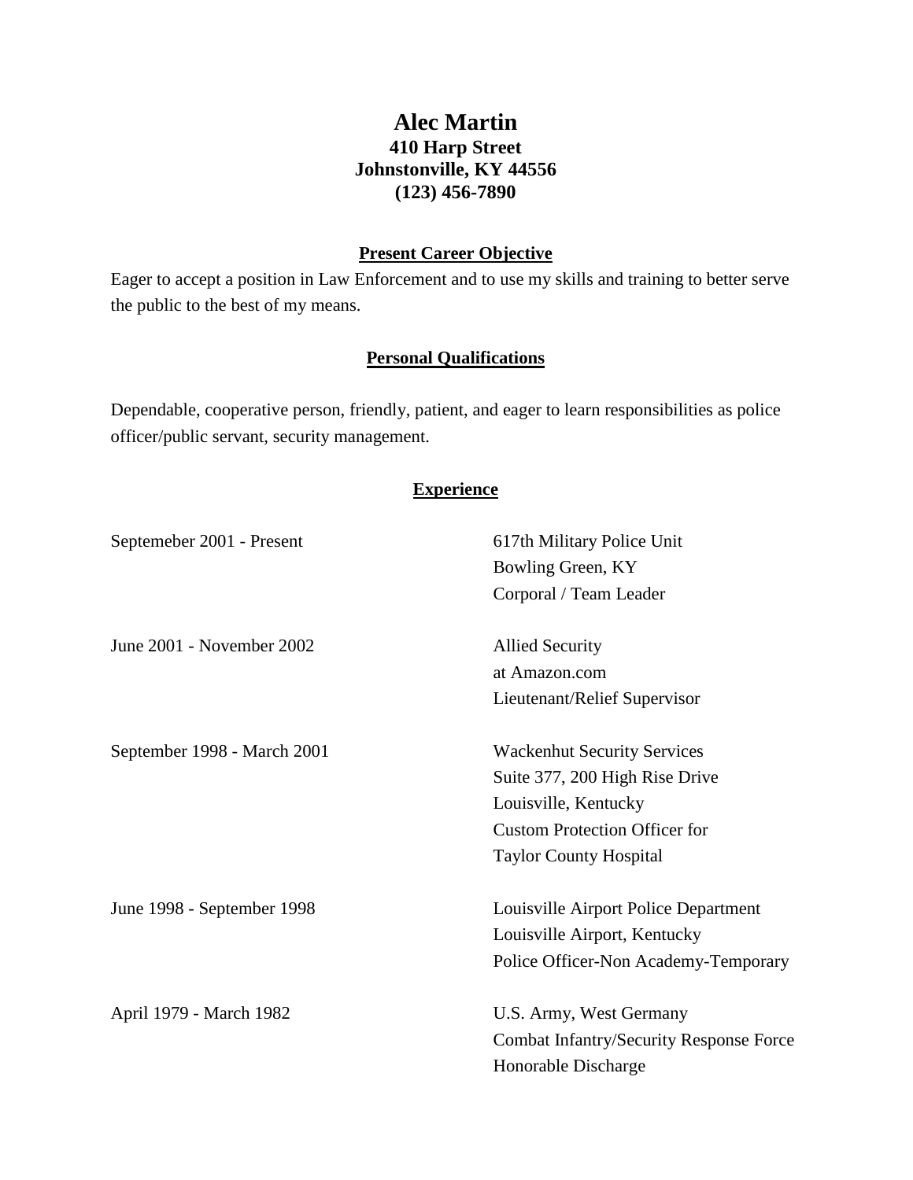# Alec Martin

**410 Harp Street**
**Johnstonville, KY 44556**
**(123) 456-7890**

## Present Career Objective

Eager to accept a position in Law Enforcement and to use my skills and training to better serve the public to the best of my means.

## Personal Qualifications

Dependable, cooperative person, friendly, patient, and eager to learn responsibilities as police officer/public servant, security management.

## Experience

| | |
|---|---|
| Septemeber 2001 - Present | 617th Military Police Unit<br>Bowling Green, KY<br>Corporal / Team Leader |
| June 2001 - November 2002 | Allied Security<br>at Amazon.com<br>Lieutenant/Relief Supervisor |
| September 1998 - March 2001 | Wackenhut Security Services<br>Suite 377, 200 High Rise Drive<br>Louisville, Kentucky<br>Custom Protection Officer for<br>Taylor County Hospital |
| June 1998 - September 1998 | Louisville Airport Police Department<br>Louisville Airport, Kentucky<br>Police Officer-Non Academy-Temporary |
| April 1979 - March 1982 | U.S. Army, West Germany<br>Combat Infantry/Security Response Force<br>Honorable Discharge |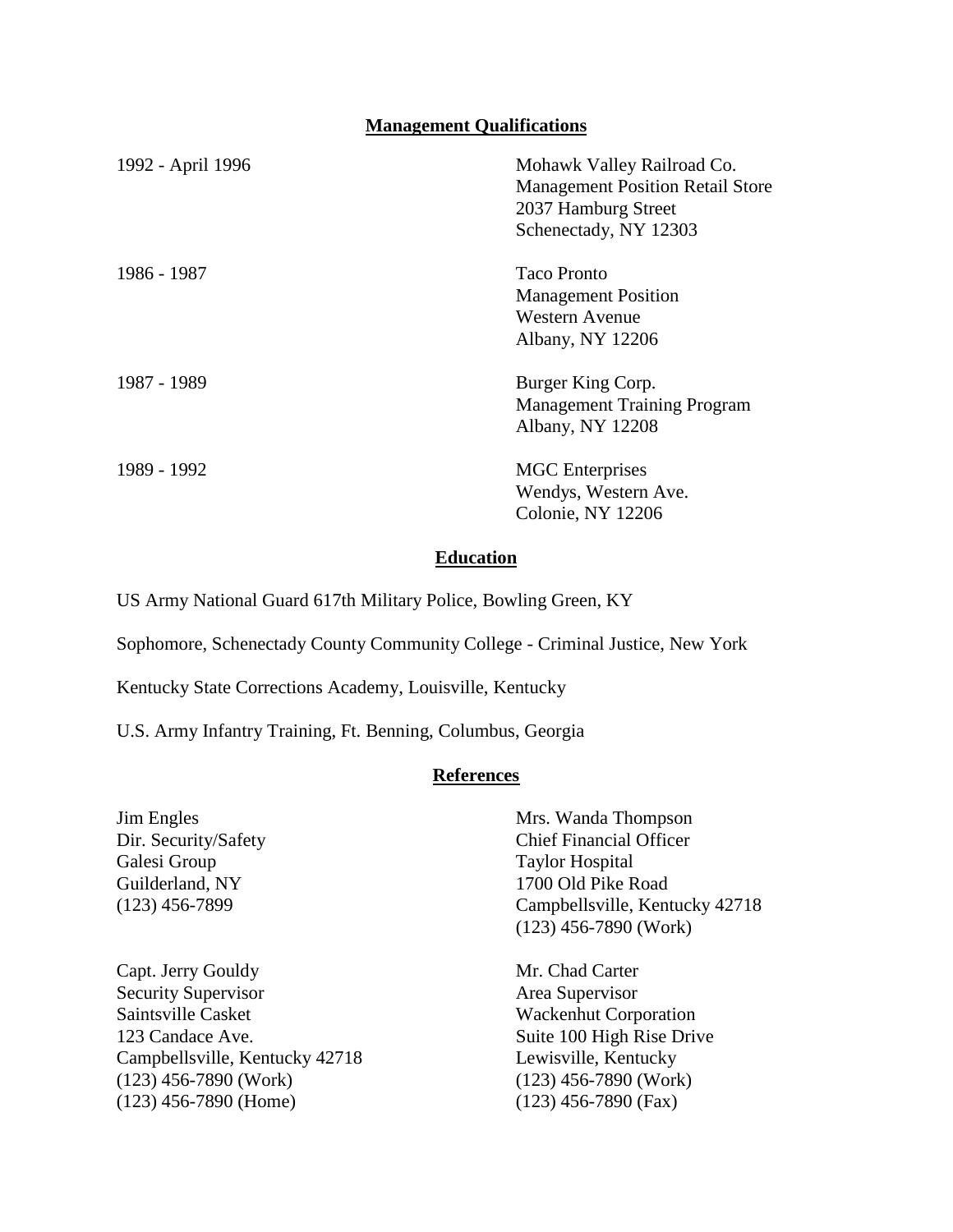## Management Qualifications

| | |
|---|---|
| 1992 - April 1996 | Mohawk Valley Railroad Co.<br>Management Position Retail Store<br>2037 Hamburg Street<br>Schenectady, NY 12303 |
| 1986 - 1987 | Taco Pronto<br>Management Position<br>Western Avenue<br>Albany, NY 12206 |
| 1987 - 1989 | Burger King Corp.<br>Management Training Program<br>Albany, NY 12208 |
| 1989 - 1992 | MGC Enterprises<br>Wendys, Western Ave.<br>Colonie, NY 12206 |

## Education

US Army National Guard 617th Military Police, Bowling Green, KY

Sophomore, Schenectady County Community College - Criminal Justice, New York

Kentucky State Corrections Academy, Louisville, Kentucky

U.S. Army Infantry Training, Ft. Benning, Columbus, Georgia

## References

Jim Engles
Dir. Security/Safety
Galesi Group
Guilderland, NY
(123) 456-7899

Mrs. Wanda Thompson
Chief Financial Officer
Taylor Hospital
1700 Old Pike Road
Campbellsville, Kentucky 42718
(123) 456-7890 (Work)

Capt. Jerry Gouldy
Security Supervisor
Saintsville Casket
123 Candace Ave.
Campbellsville, Kentucky 42718
(123) 456-7890 (Work)
(123) 456-7890 (Home)

Mr. Chad Carter
Area Supervisor
Wackenhut Corporation
Suite 100 High Rise Drive
Lewisville, Kentucky
(123) 456-7890 (Work)
(123) 456-7890 (Fax)